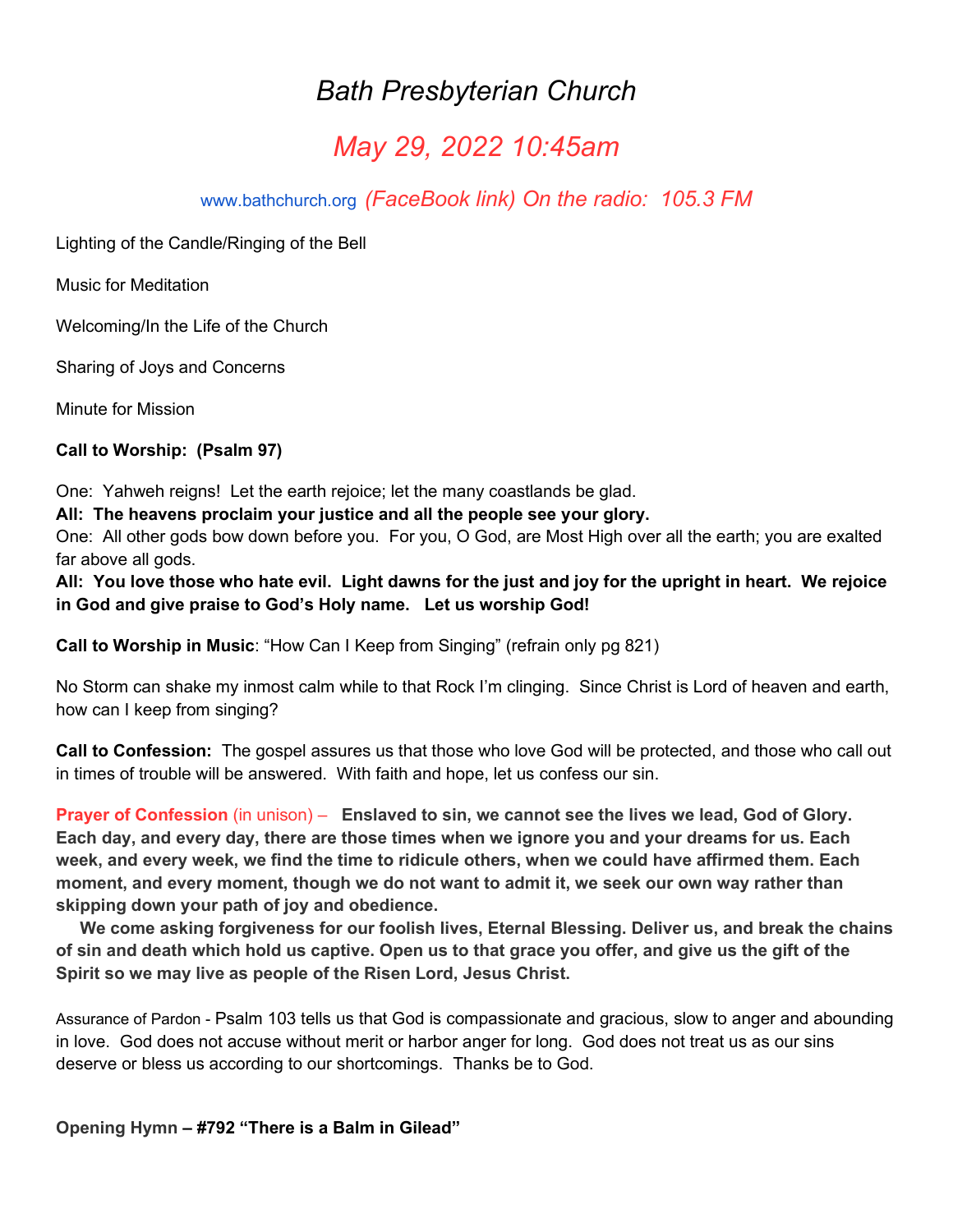# *Bath Presbyterian Church*

## *May 29, 2022 10:45am*

www.bathchurch.org *(FaceBook link) On the radio: 105.3 FM*

Lighting of the Candle/Ringing of the Bell

Music for Meditation

Welcoming/In the Life of the Church

Sharing of Joys and Concerns

Minute for Mission

**Call to Worship: (Psalm 97)**

One: Yahweh reigns! Let the earth rejoice; let the many coastlands be glad.
**All: The heavens proclaim your justice and all the people see your glory.**
One: All other gods bow down before you. For you, O God, are Most High over all the earth; you are exalted far above all gods.
**All: You love those who hate evil. Light dawns for the just and joy for the upright in heart. We rejoice in God and give praise to God's Holy name. Let us worship God!**

**Call to Worship in Music**: "How Can I Keep from Singing" (refrain only pg 821)

No Storm can shake my inmost calm while to that Rock I'm clinging. Since Christ is Lord of heaven and earth, how can I keep from singing?

**Call to Confession:** The gospel assures us that those who love God will be protected, and those who call out in times of trouble will be answered. With faith and hope, let us confess our sin.

**Prayer of Confession** (in unison) – **Enslaved to sin, we cannot see the lives we lead, God of Glory. Each day, and every day, there are those times when we ignore you and your dreams for us. Each week, and every week, we find the time to ridicule others, when we could have affirmed them. Each moment, and every moment, though we do not want to admit it, we seek our own way rather than skipping down your path of joy and obedience.**

**We come asking forgiveness for our foolish lives, Eternal Blessing. Deliver us, and break the chains of sin and death which hold us captive. Open us to that grace you offer, and give us the gift of the Spirit so we may live as people of the Risen Lord, Jesus Christ.**

Assurance of Pardon - Psalm 103 tells us that God is compassionate and gracious, slow to anger and abounding in love. God does not accuse without merit or harbor anger for long. God does not treat us as our sins deserve or bless us according to our shortcomings. Thanks be to God.

**Opening Hymn – #792 "There is a Balm in Gilead"**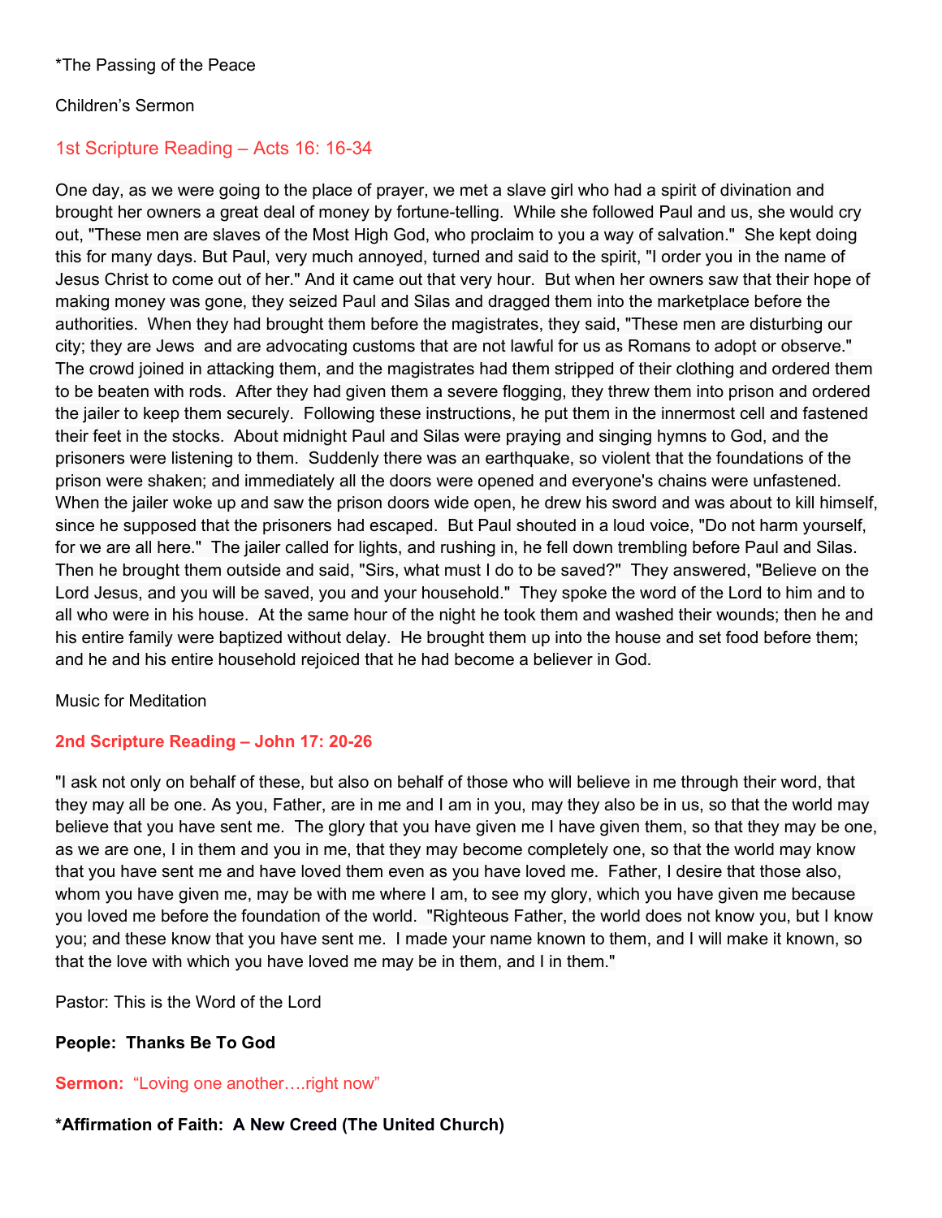*The Passing of the Peace

Children's Sermon

## 1st Scripture Reading – Acts 16: 16-34

One day, as we were going to the place of prayer, we met a slave girl who had a spirit of divination and brought her owners a great deal of money by fortune-telling. While she followed Paul and us, she would cry out, "These men are slaves of the Most High God, who proclaim to you a way of salvation." She kept doing this for many days. But Paul, very much annoyed, turned and said to the spirit, "I order you in the name of Jesus Christ to come out of her." And it came out that very hour. But when her owners saw that their hope of making money was gone, they seized Paul and Silas and dragged them into the marketplace before the authorities. When they had brought them before the magistrates, they said, "These men are disturbing our city; they are Jews and are advocating customs that are not lawful for us as Romans to adopt or observe." The crowd joined in attacking them, and the magistrates had them stripped of their clothing and ordered them to be beaten with rods. After they had given them a severe flogging, they threw them into prison and ordered the jailer to keep them securely. Following these instructions, he put them in the innermost cell and fastened their feet in the stocks. About midnight Paul and Silas were praying and singing hymns to God, and the prisoners were listening to them. Suddenly there was an earthquake, so violent that the foundations of the prison were shaken; and immediately all the doors were opened and everyone's chains were unfastened. When the jailer woke up and saw the prison doors wide open, he drew his sword and was about to kill himself, since he supposed that the prisoners had escaped. But Paul shouted in a loud voice, "Do not harm yourself, for we are all here." The jailer called for lights, and rushing in, he fell down trembling before Paul and Silas. Then he brought them outside and said, "Sirs, what must I do to be saved?" They answered, "Believe on the Lord Jesus, and you will be saved, you and your household." They spoke the word of the Lord to him and to all who were in his house. At the same hour of the night he took them and washed their wounds; then he and his entire family were baptized without delay. He brought them up into the house and set food before them; and he and his entire household rejoiced that he had become a believer in God.

Music for Meditation

## 2nd Scripture Reading – John 17: 20-26

"I ask not only on behalf of these, but also on behalf of those who will believe in me through their word, that they may all be one. As you, Father, are in me and I am in you, may they also be in us, so that the world may believe that you have sent me. The glory that you have given me I have given them, so that they may be one, as we are one, I in them and you in me, that they may become completely one, so that the world may know that you have sent me and have loved them even as you have loved me. Father, I desire that those also, whom you have given me, may be with me where I am, to see my glory, which you have given me because you loved me before the foundation of the world. "Righteous Father, the world does not know you, but I know you; and these know that you have sent me. I made your name known to them, and I will make it known, so that the love with which you have loved me may be in them, and I in them."

Pastor: This is the Word of the Lord

**People: Thanks Be To God**

**Sermon:** "Loving one another….right now"

**\*Affirmation of Faith: A New Creed (The United Church)**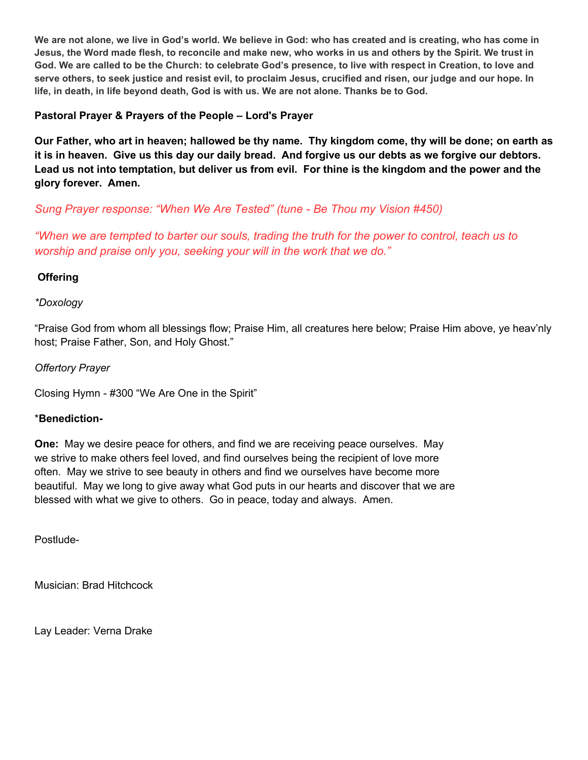**We are not alone, we live in God's world. We believe in God: who has created and is creating, who has come in Jesus, the Word made flesh, to reconcile and make new, who works in us and others by the Spirit. We trust in God. We are called to be the Church: to celebrate God's presence, to live with respect in Creation, to love and serve others, to seek justice and resist evil, to proclaim Jesus, crucified and risen, our judge and our hope. In life, in death, in life beyond death, God is with us. We are not alone. Thanks be to God.**

**Pastoral Prayer & Prayers of the People – Lord's Prayer**

**Our Father, who art in heaven; hallowed be thy name. Thy kingdom come, thy will be done; on earth as it is in heaven. Give us this day our daily bread. And forgive us our debts as we forgive our debtors. Lead us not into temptation, but deliver us from evil. For thine is the kingdom and the power and the glory forever. Amen.**

*Sung Prayer response: "When We Are Tested" (tune - Be Thou my Vision #450)*

*"When we are tempted to barter our souls, trading the truth for the power to control, teach us to worship and praise only you, seeking your will in the work that we do."*

**Offering**

**Doxology*

"Praise God from whom all blessings flow; Praise Him, all creatures here below; Praise Him above, ye heav'nly host; Praise Father, Son, and Holy Ghost."

*Offertory Prayer*

Closing Hymn - #300 "We Are One in the Spirit"

*​**Benediction-**

**One:** May we desire peace for others, and find we are receiving peace ourselves. May we strive to make others feel loved, and find ourselves being the recipient of love more often. May we strive to see beauty in others and find we ourselves have become more beautiful. May we long to give away what God puts in our hearts and discover that we are blessed with what we give to others. Go in peace, today and always. Amen.

Postlude-

Musician: Brad Hitchcock

Lay Leader: Verna Drake